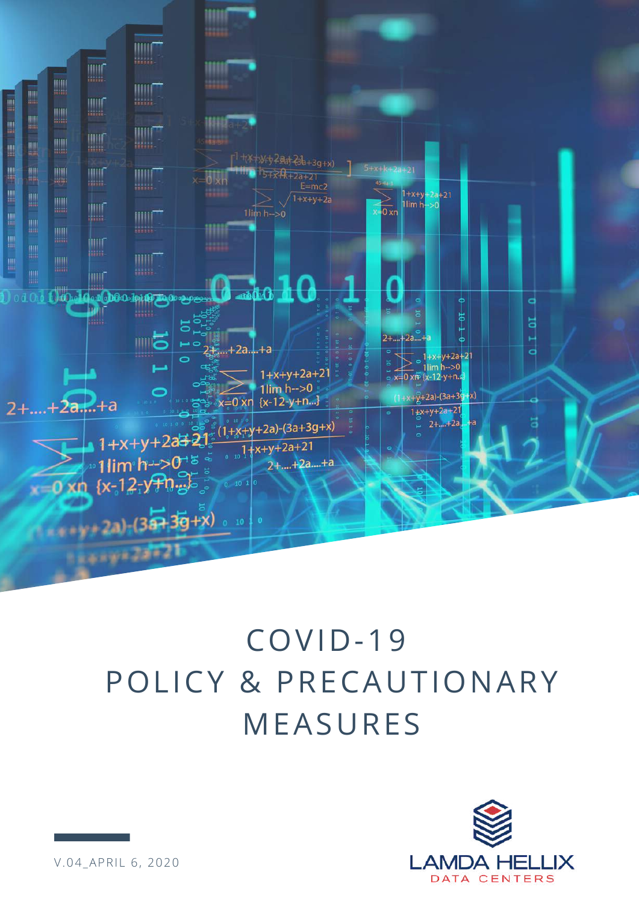# COVID-19
# POLICY & PRECAUTIONARY MEASURES

V.04_APRIL 6, 2020

LAMDA HELLIX
DATA CENTERS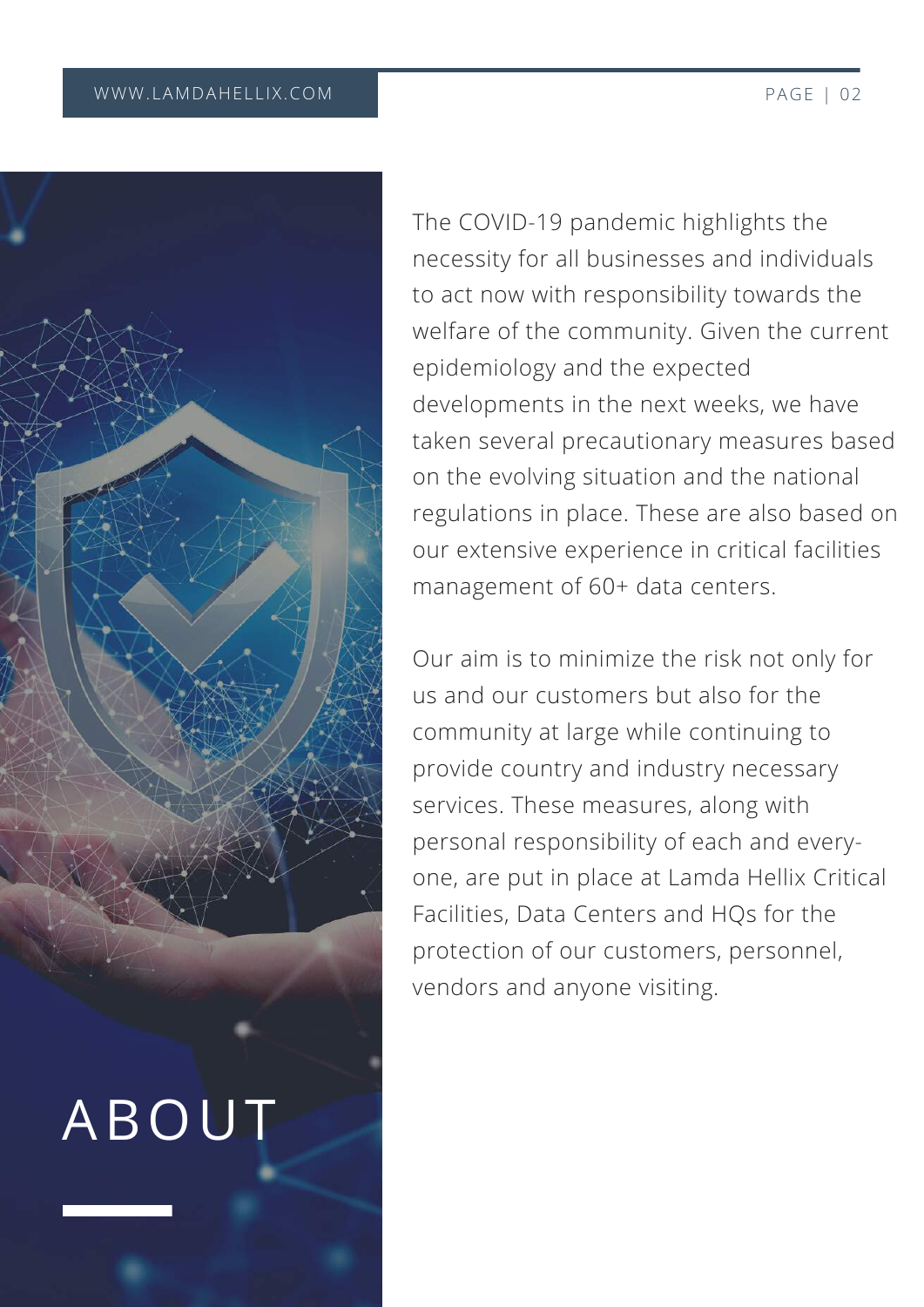# ABOUT

The COVID-19 pandemic highlights the necessity for all businesses and individuals to act now with responsibility towards the welfare of the community. Given the current epidemiology and the expected developments in the next weeks, we have taken several precautionary measures based on the evolving situation and the national regulations in place. These are also based on our extensive experience in critical facilities management of 60+ data centers.

Our aim is to minimize the risk not only for us and our customers but also for the community at large while continuing to provide country and industry necessary services. These measures, along with personal responsibility of each and every-one, are put in place at Lamda Hellix Critical Facilities, Data Centers and HQs for the protection of our customers, personnel, vendors and anyone visiting.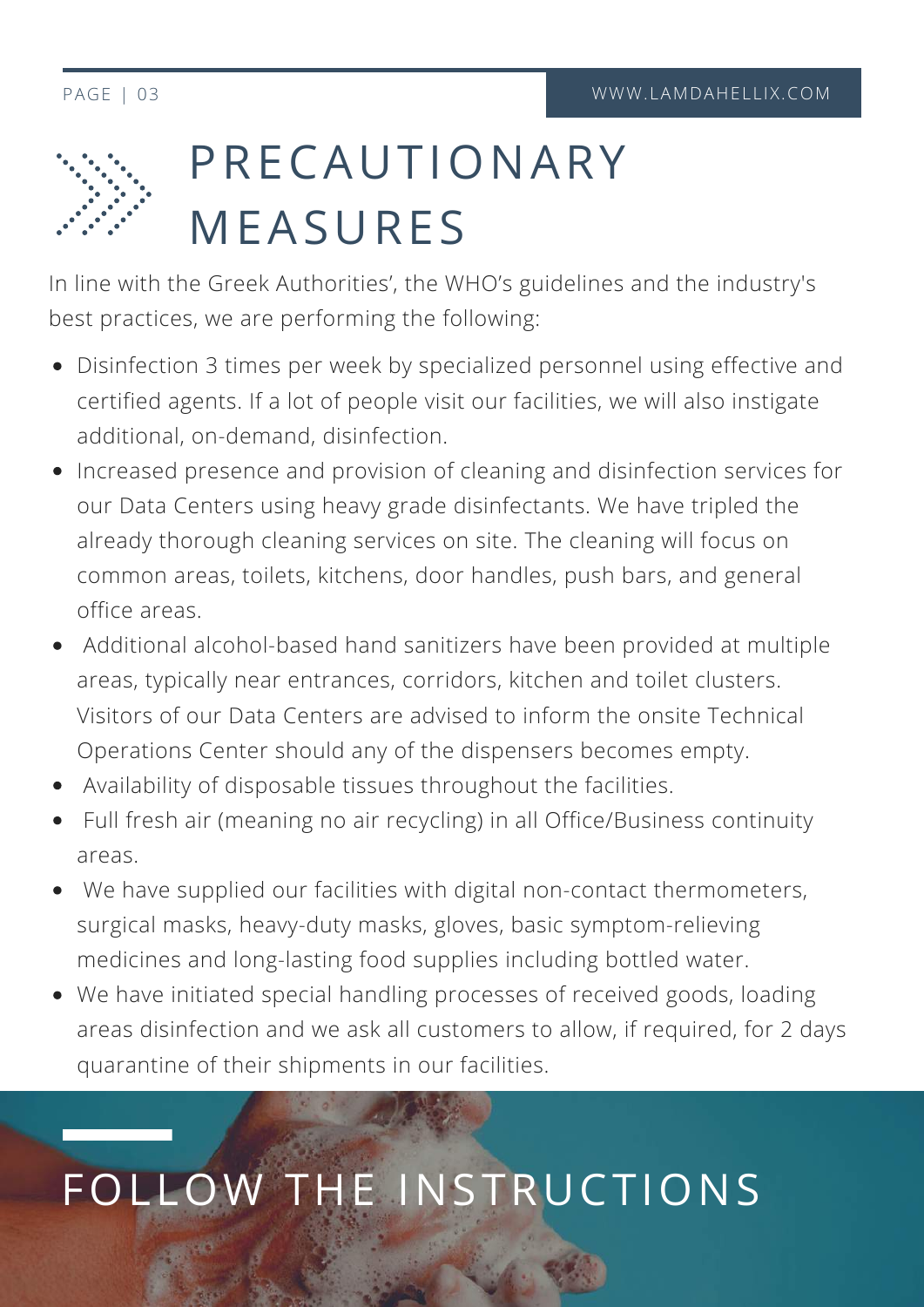# PRECAUTIONARY MEASURES

In line with the Greek Authorities', the WHO's guidelines and the industry's best practices, we are performing the following:

- Disinfection 3 times per week by specialized personnel using effective and certified agents. If a lot of people visit our facilities, we will also instigate additional, on-demand, disinfection.
- Increased presence and provision of cleaning and disinfection services for our Data Centers using heavy grade disinfectants. We have tripled the already thorough cleaning services on site. The cleaning will focus on common areas, toilets, kitchens, door handles, push bars, and general office areas.
- Additional alcohol-based hand sanitizers have been provided at multiple areas, typically near entrances, corridors, kitchen and toilet clusters. Visitors of our Data Centers are advised to inform the onsite Technical Operations Center should any of the dispensers becomes empty.
- Availability of disposable tissues throughout the facilities.
- Full fresh air (meaning no air recycling) in all Office/Business continuity areas.
- We have supplied our facilities with digital non-contact thermometers, surgical masks, heavy-duty masks, gloves, basic symptom-relieving medicines and long-lasting food supplies including bottled water.
- We have initiated special handling processes of received goods, loading areas disinfection and we ask all customers to allow, if required, for 2 days quarantine of their shipments in our facilities.

## FOLLOW THE INSTRUCTIONS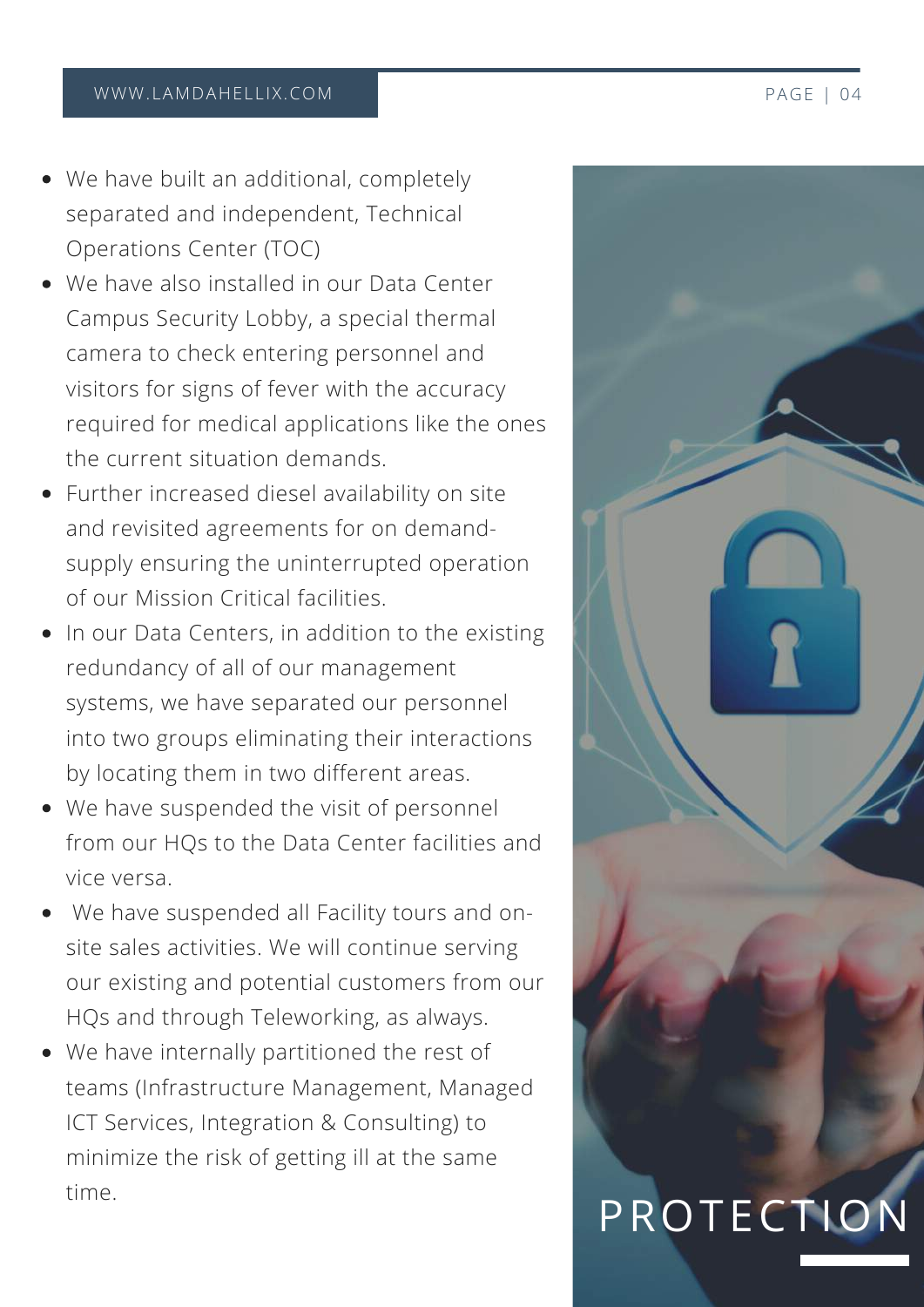- We have built an additional, completely separated and independent, Technical Operations Center (TOC)
- We have also installed in our Data Center Campus Security Lobby, a special thermal camera to check entering personnel and visitors for signs of fever with the accuracy required for medical applications like the ones the current situation demands.
- Further increased diesel availability on site and revisited agreements for on demand-supply ensuring the uninterrupted operation of our Mission Critical facilities.
- In our Data Centers, in addition to the existing redundancy of all of our management systems, we have separated our personnel into two groups eliminating their interactions by locating them in two different areas.
- We have suspended the visit of personnel from our HQs to the Data Center facilities and vice versa.
- We have suspended all Facility tours and on-site sales activities. We will continue serving our existing and potential customers from our HQs and through Teleworking, as always.
- We have internally partitioned the rest of teams (Infrastructure Management, Managed ICT Services, Integration & Consulting) to minimize the risk of getting ill at the same time.

# PROTECTION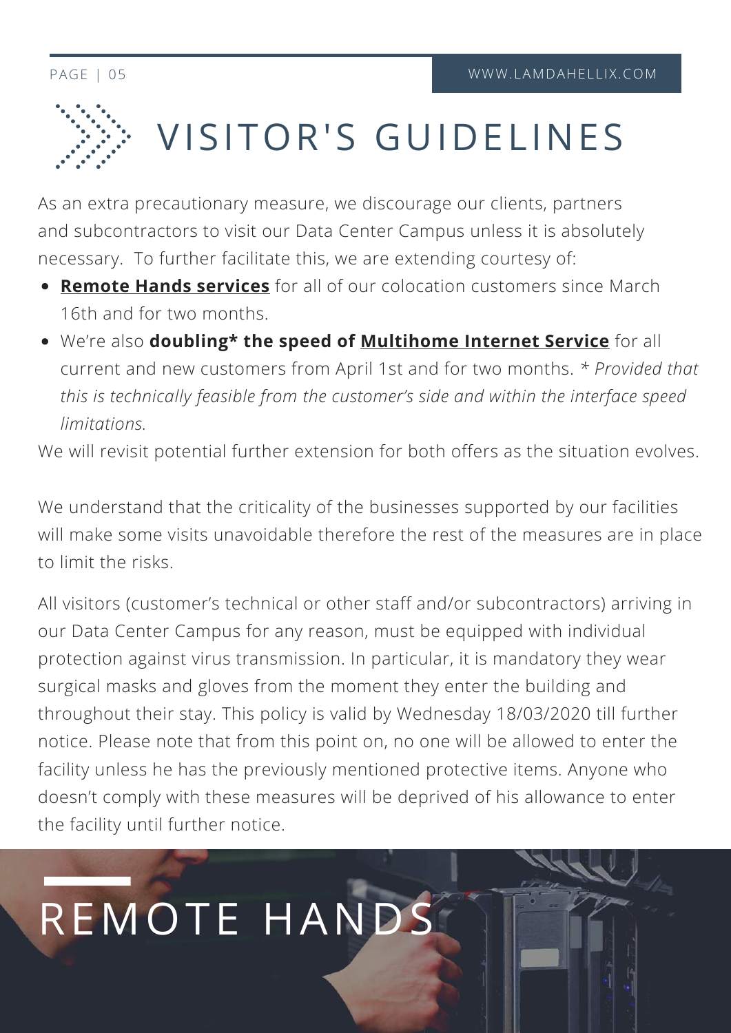# VISITOR'S GUIDELINES

As an extra precautionary measure, we discourage our clients, partners and subcontractors to visit our Data Center Campus unless it is absolutely necessary. To further facilitate this, we are extending courtesy of:

- **Remote Hands services** for all of our colocation customers since March 16th and for two months.
- We're also **doubling* the speed of Multihome Internet Service** for all current and new customers from April 1st and for two months. * *Provided that this is technically feasible from the customer's side and within the interface speed limitations.*

We will revisit potential further extension for both offers as the situation evolves.

We understand that the criticality of the businesses supported by our facilities will make some visits unavoidable therefore the rest of the measures are in place to limit the risks.

All visitors (customer's technical or other staff and/or subcontractors) arriving in our Data Center Campus for any reason, must be equipped with individual protection against virus transmission. In particular, it is mandatory they wear surgical masks and gloves from the moment they enter the building and throughout their stay. This policy is valid by Wednesday 18/03/2020 till further notice. Please note that from this point on, no one will be allowed to enter the facility unless he has the previously mentioned protective items. Anyone who doesn't comply with these measures will be deprived of his allowance to enter the facility until further notice.

# REMOTE HANDS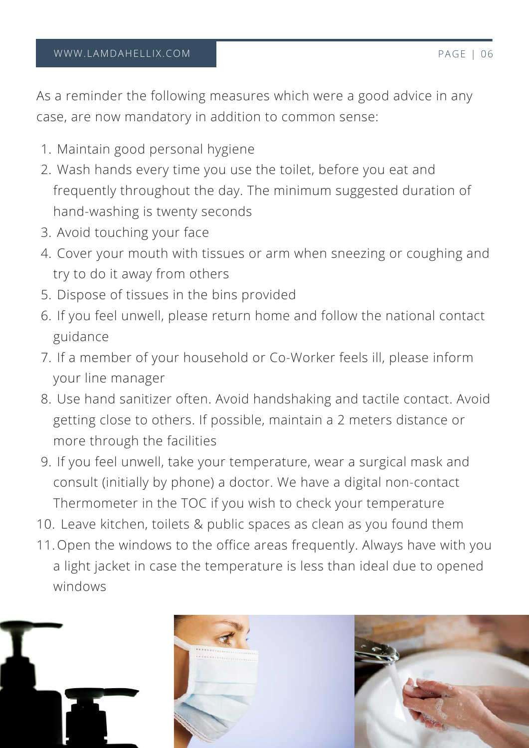As a reminder the following measures which were a good advice in any case, are now mandatory in addition to common sense:

1. Maintain good personal hygiene
2. Wash hands every time you use the toilet, before you eat and frequently throughout the day. The minimum suggested duration of hand-washing is twenty seconds
3. Avoid touching your face
4. Cover your mouth with tissues or arm when sneezing or coughing and try to do it away from others
5. Dispose of tissues in the bins provided
6. If you feel unwell, please return home and follow the national contact guidance
7. If a member of your household or Co-Worker feels ill, please inform your line manager
8. Use hand sanitizer often. Avoid handshaking and tactile contact. Avoid getting close to others. If possible, maintain a 2 meters distance or more through the facilities
9. If you feel unwell, take your temperature, wear a surgical mask and consult (initially by phone) a doctor. We have a digital non-contact Thermometer in the TOC if you wish to check your temperature
10. Leave kitchen, toilets & public spaces as clean as you found them
11. Open the windows to the office areas frequently. Always have with you a light jacket in case the temperature is less than ideal due to opened windows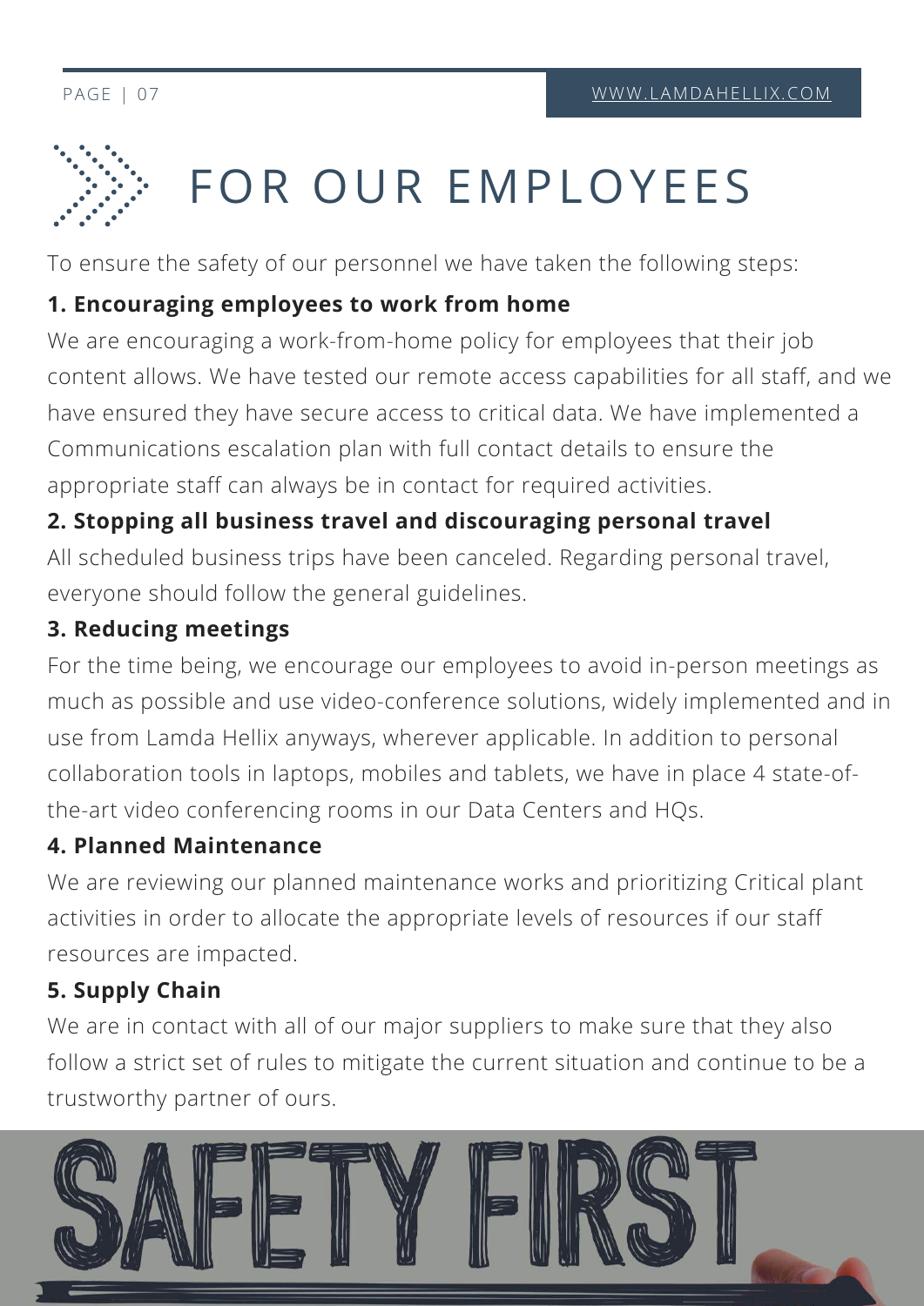# FOR OUR EMPLOYEES

To ensure the safety of our personnel we have taken the following steps:

**1. Encouraging employees to work from home**

We are encouraging a work-from-home policy for employees that their job content allows. We have tested our remote access capabilities for all staff, and we have ensured they have secure access to critical data. We have implemented a Communications escalation plan with full contact details to ensure the appropriate staff can always be in contact for required activities.

**2. Stopping all business travel and discouraging personal travel**

All scheduled business trips have been canceled. Regarding personal travel, everyone should follow the general guidelines.

**3. Reducing meetings**

For the time being, we encourage our employees to avoid in-person meetings as much as possible and use video-conference solutions, widely implemented and in use from Lamda Hellix anyways, wherever applicable. In addition to personal collaboration tools in laptops, mobiles and tablets, we have in place 4 state-of-the-art video conferencing rooms in our Data Centers and HQs.

**4. Planned Maintenance**

We are reviewing our planned maintenance works and prioritizing Critical plant activities in order to allocate the appropriate levels of resources if our staff resources are impacted.

**5. Supply Chain**

We are in contact with all of our major suppliers to make sure that they also follow a strict set of rules to mitigate the current situation and continue to be a trustworthy partner of ours.

SAFETY FIRST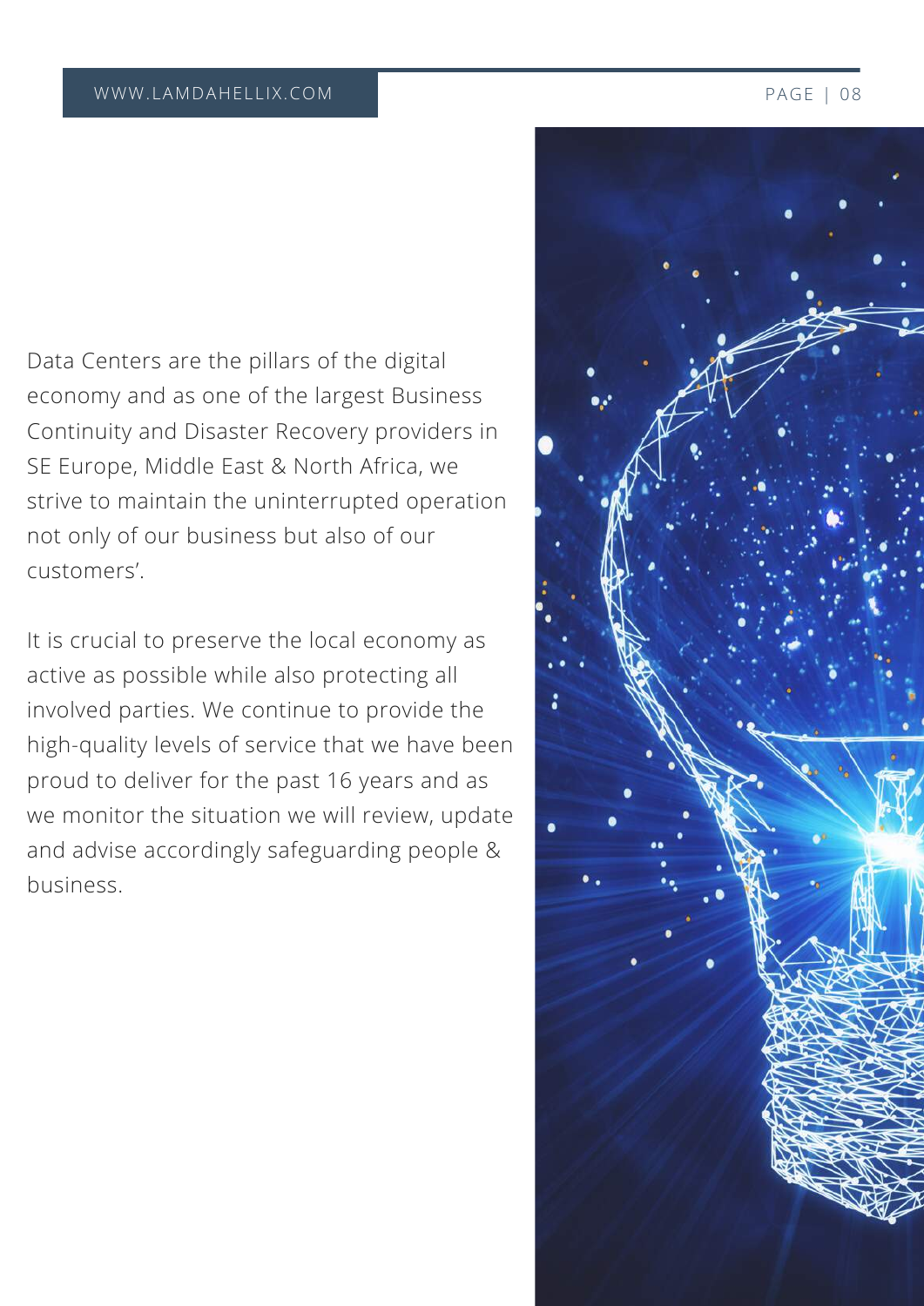Data Centers are the pillars of the digital economy and as one of the largest Business Continuity and Disaster Recovery providers in SE Europe, Middle East & North Africa, we strive to maintain the uninterrupted operation not only of our business but also of our customers'.

It is crucial to preserve the local economy as active as possible while also protecting all involved parties. We continue to provide the high-quality levels of service that we have been proud to deliver for the past 16 years and as we monitor the situation we will review, update and advise accordingly safeguarding people & business.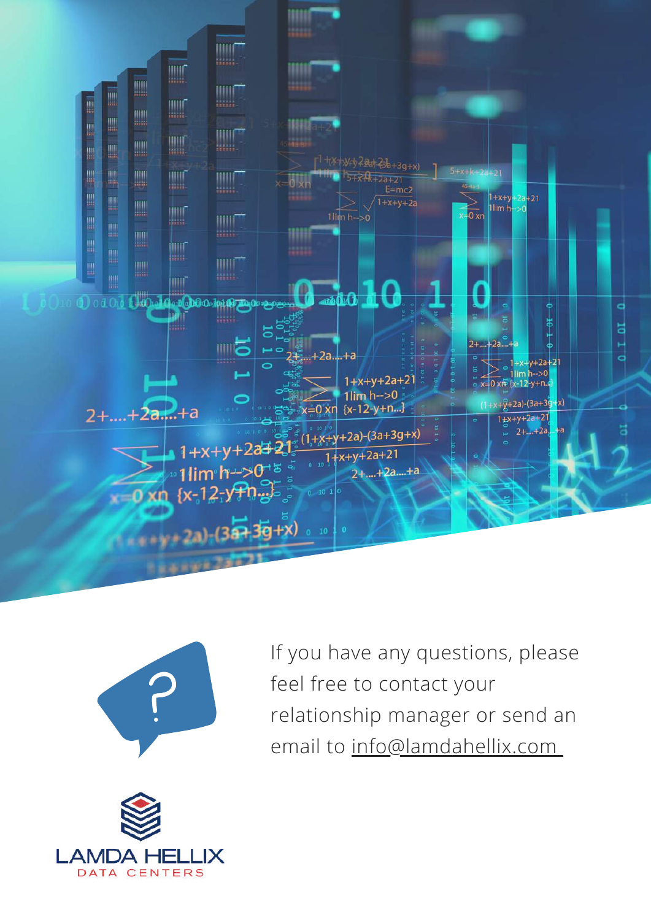If you have any questions, please feel free to contact your relationship manager or send an email to info@lamdahellix.com

LAMDA HELLIX
DATA CENTERS